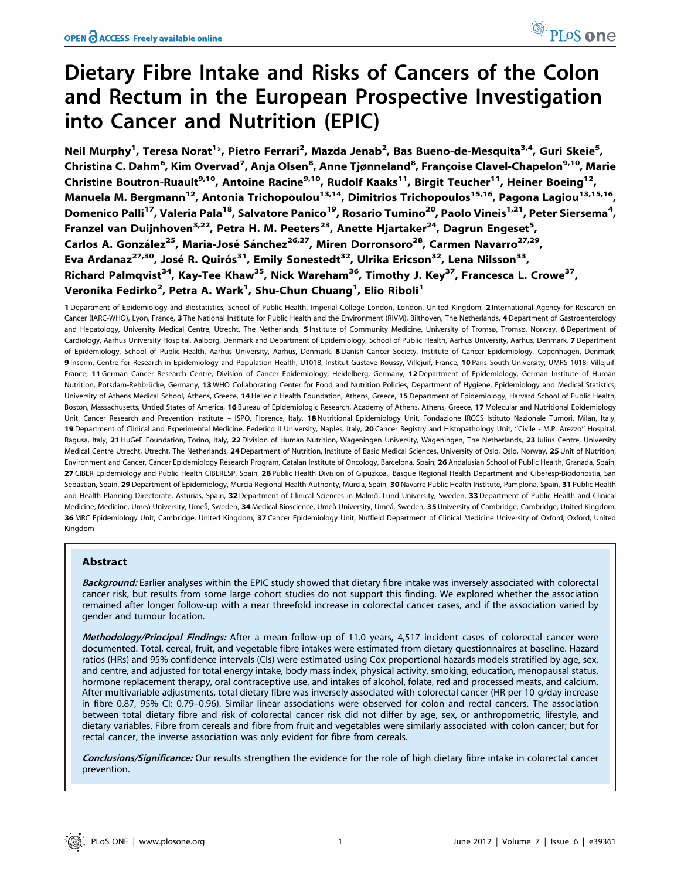# Dietary Fibre Intake and Risks of Cancers of the Colon and Rectum in the European Prospective Investigation into Cancer and Nutrition (EPIC)

**Neil Murphy[1], Teresa Norat[1]*, Pietro Ferrari[2], Mazda Jenab[2], Bas Bueno-de-Mesquita[3,4], Guri Skeie[5], Christina C. Dahm[6], Kim Overvad[7], Anja Olsen[8], Anne Tjønneland[8], Françoise Clavel-Chapelon[9,10], Marie Christine Boutron-Ruault[9,10], Antoine Racine[9,10], Rudolf Kaaks[11], Birgit Teucher[11], Heiner Boeing[12], Manuela M. Bergmann[12], Antonia Trichopoulou[13,14], Dimitrios Trichopoulos[15,16], Pagona Lagiou[13,15,16], Domenico Palli[17], Valeria Pala[18], Salvatore Panico[19], Rosario Tumino[20], Paolo Vineis[1,21], Peter Siersema[4], Franzel van Duijnhoven[3,22], Petra H. M. Peeters[23], Anette Hjartaker[24], Dagrun Engeset[5], Carlos A. González[25], Maria-José Sánchez[26,27], Miren Dorronsoro[28], Carmen Navarro[27,29], Eva Ardanaz[27,30], José R. Quirós[31], Emily Sonestedt[32], Ulrika Ericson[32], Lena Nilsson[33], Richard Palmqvist[34], Kay-Tee Khaw[35], Nick Wareham[36], Timothy J. Key[37], Francesca L. Crowe[37], Veronika Fedirko[2], Petra A. Wark[1], Shu-Chun Chuang[1], Elio Riboli[1]**

**1** Department of Epidemiology and Biostatistics, School of Public Health, Imperial College London, London, United Kingdom, **2** International Agency for Research on Cancer (IARC-WHO), Lyon, France, **3** The National Institute for Public Health and the Environment (RIVM), Bilthoven, The Netherlands, **4** Department of Gastroenterology and Hepatology, University Medical Centre, Utrecht, The Netherlands, **5** Institute of Community Medicine, University of Tromsø, Tromsø, Norway, **6** Department of Cardiology, Aarhus University Hospital, Aalborg, Denmark and Department of Epidemiology, School of Public Health, Aarhus University, Aarhus, Denmark, **7** Department of Epidemiology, School of Public Health, Aarhus University, Aarhus, Denmark, **8** Danish Cancer Society, Institute of Cancer Epidemiology, Copenhagen, Denmark, **9** Inserm, Centre for Research in Epidemiology and Population Health, U1018, Institut Gustave Roussy, Villejuif, France, **10** Paris South University, UMRS 1018, Villejuif, France, **11** German Cancer Research Centre, Division of Cancer Epidemiology, Heidelberg, Germany, **12** Department of Epidemiology, German Institute of Human Nutrition, Potsdam-Rehbrücke, Germany, **13** WHO Collaborating Center for Food and Nutrition Policies, Department of Hygiene, Epidemiology and Medical Statistics, University of Athens Medical School, Athens, Greece, **14** Hellenic Health Foundation, Athens, Greece, **15** Department of Epidemiology, Harvard School of Public Health, Boston, Massachusetts, Untied States of America, **16** Bureau of Epidemiologic Research, Academy of Athens, Athens, Greece, **17** Molecular and Nutritional Epidemiology Unit, Cancer Research and Prevention Institute – ISPO, Florence, Italy, **18** Nutritional Epidemiology Unit, Fondazione IRCCS Istituto Nazionale Tumori, Milan, Italy, **19** Department of Clinical and Experimental Medicine, Federico II University, Naples, Italy, **20** Cancer Registry and Histopathology Unit, "Civile - M.P. Arezzo" Hospital, Ragusa, Italy, **21** HuGeF Foundation, Torino, Italy, **22** Division of Human Nutrition, Wageningen University, Wageningen, The Netherlands, **23** Julius Centre, University Medical Centre Utrecht, Utrecht, The Netherlands, **24** Department of Nutrition, Institute of Basic Medical Sciences, University of Oslo, Oslo, Norway, **25** Unit of Nutrition, Environment and Cancer, Cancer Epidemiology Research Program, Catalan Institute of Oncology, Barcelona, Spain, **26** Andalusian School of Public Health, Granada, Spain, **27** CIBER Epidemiology and Public Health CIBERESP, Spain, **28** Public Health Division of Gipuzkoa., Basque Regional Health Department and Ciberesp-Biodonostia, San Sebastian, Spain, **29** Department of Epidemiology, Murcia Regional Health Authority, Murcia, Spain, **30** Navarre Public Health Institute, Pamplona, Spain, **31** Public Health and Health Planning Directorate, Asturias, Spain, **32** Department of Clinical Sciences in Malmö, Lund University, Sweden, **33** Department of Public Health and Clinical Medicine, Medicine, Umeå University, Umeå, Sweden, **34** Medical Bioscience, Umeå University, Umeå, Sweden, **35** University of Cambridge, Cambridge, United Kingdom, **36** MRC Epidemiology Unit, Cambridge, United Kingdom, **37** Cancer Epidemiology Unit, Nuffield Department of Clinical Medicine University of Oxford, Oxford, United Kingdom

## Abstract

***Background:*** Earlier analyses within the EPIC study showed that dietary fibre intake was inversely associated with colorectal cancer risk, but results from some large cohort studies do not support this finding. We explored whether the association remained after longer follow-up with a near threefold increase in colorectal cancer cases, and if the association varied by gender and tumour location.

***Methodology/Principal Findings:*** After a mean follow-up of 11.0 years, 4,517 incident cases of colorectal cancer were documented. Total, cereal, fruit, and vegetable fibre intakes were estimated from dietary questionnaires at baseline. Hazard ratios (HRs) and 95% confidence intervals (CIs) were estimated using Cox proportional hazards models stratified by age, sex, and centre, and adjusted for total energy intake, body mass index, physical activity, smoking, education, menopausal status, hormone replacement therapy, oral contraceptive use, and intakes of alcohol, folate, red and processed meats, and calcium. After multivariable adjustments, total dietary fibre was inversely associated with colorectal cancer (HR per 10 g/day increase in fibre 0.87, 95% CI: 0.79–0.96). Similar linear associations were observed for colon and rectal cancers. The association between total dietary fibre and risk of colorectal cancer risk did not differ by age, sex, or anthropometric, lifestyle, and dietary variables. Fibre from cereals and fibre from fruit and vegetables were similarly associated with colon cancer; but for rectal cancer, the inverse association was only evident for fibre from cereals.

***Conclusions/Significance:*** Our results strengthen the evidence for the role of high dietary fibre intake in colorectal cancer prevention.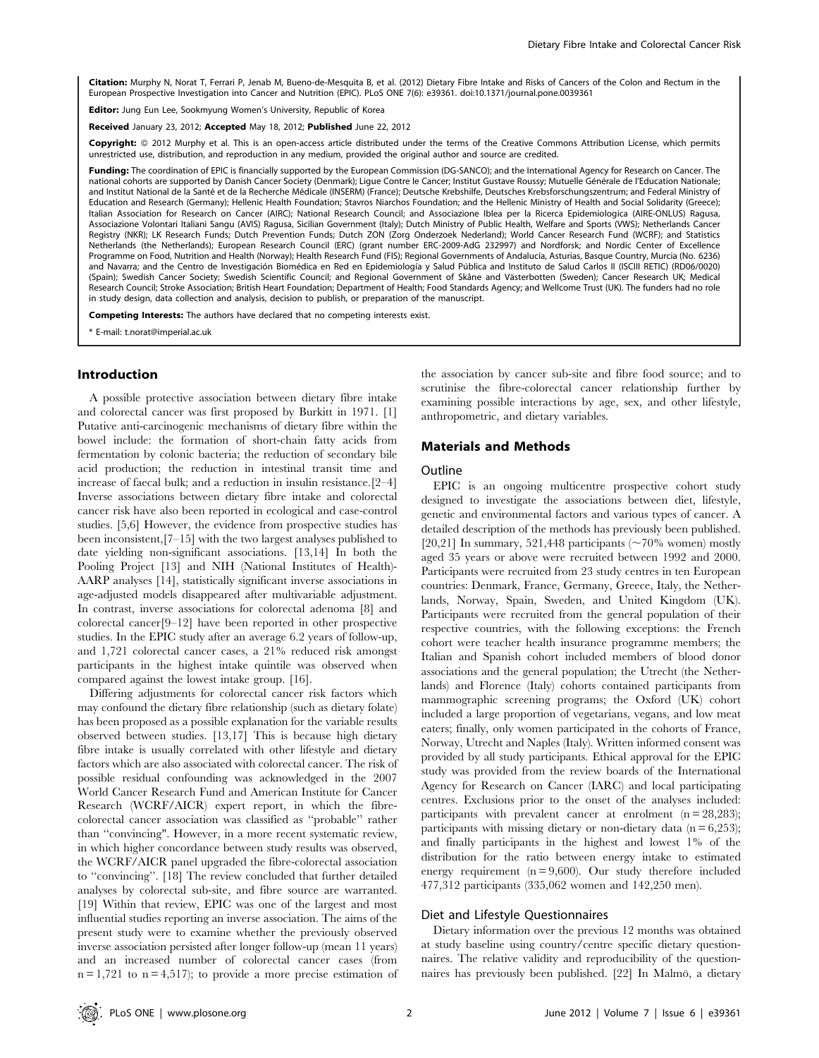**Citation:** Murphy N, Norat T, Ferrari P, Jenab M, Bueno-de-Mesquita B, et al. (2012) Dietary Fibre Intake and Risks of Cancers of the Colon and Rectum in the European Prospective Investigation into Cancer and Nutrition (EPIC). PLoS ONE 7(6): e39361. doi:10.1371/journal.pone.0039361

**Editor:** Jung Eun Lee, Sookmyung Women's University, Republic of Korea

**Received** January 23, 2012; **Accepted** May 18, 2012; **Published** June 22, 2012

**Copyright:** © 2012 Murphy et al. This is an open-access article distributed under the terms of the Creative Commons Attribution License, which permits unrestricted use, distribution, and reproduction in any medium, provided the original author and source are credited.

**Funding:** The coordination of EPIC is financially supported by the European Commission (DG-SANCO); and the International Agency for Research on Cancer. The national cohorts are supported by Danish Cancer Society (Denmark); Ligue Contre le Cancer; Institut Gustave Roussy; Mutuelle Générale de l'Education Nationale; and Institut National de la Santé et de la Recherche Médicale (INSERM) (France); Deutsche Krebshilfe, Deutsches Krebsforschungszentrum; and Federal Ministry of Education and Research (Germany); Hellenic Health Foundation; Stavros Niarchos Foundation; and the Hellenic Ministry of Health and Social Solidarity (Greece); Italian Association for Research on Cancer (AIRC); National Research Council; and Associazione Iblea per la Ricerca Epidemiologica (AIRE-ONLUS) Ragusa, Associazione Volontari Italiani Sangu (AVIS) Ragusa, Sicilian Government (Italy); Dutch Ministry of Public Health, Welfare and Sports (VWS); Netherlands Cancer Registry (NKR); LK Research Funds; Dutch Prevention Funds; Dutch ZON (Zorg Onderzoek Nederland); World Cancer Research Fund (WCRF); and Statistics Netherlands (the Netherlands); European Research Council (ERC) (grant number ERC-2009-AdG 232997) and Nordforsk; and Nordic Center of Excellence Programme on Food, Nutrition and Health (Norway); Health Research Fund (FIS); Regional Governments of Andalucía, Asturias, Basque Country, Murcia (No. 6236) and Navarra; and the Centro de Investigación Biomédica en Red en Epidemiología y Salud Pública and Instituto de Salud Carlos II (ISCIII RETIC) (RD06/0020) (Spain); Swedish Cancer Society; Swedish Scientific Council; and Regional Government of Skåne and Västerbotten (Sweden); Cancer Research UK; Medical Research Council; Stroke Association; British Heart Foundation; Department of Health; Food Standards Agency; and Wellcome Trust (UK). The funders had no role in study design, data collection and analysis, decision to publish, or preparation of the manuscript.

**Competing Interests:** The authors have declared that no competing interests exist.

\* E-mail: t.norat@imperial.ac.uk

## Introduction

A possible protective association between dietary fibre intake and colorectal cancer was first proposed by Burkitt in 1971. [1] Putative anti-carcinogenic mechanisms of dietary fibre within the bowel include: the formation of short-chain fatty acids from fermentation by colonic bacteria; the reduction of secondary bile acid production; the reduction in intestinal transit time and increase of faecal bulk; and a reduction in insulin resistance.[2–4] Inverse associations between dietary fibre intake and colorectal cancer risk have also been reported in ecological and case-control studies. [5,6] However, the evidence from prospective studies has been inconsistent,[7–15] with the two largest analyses published to date yielding non-significant associations. [13,14] In both the Pooling Project [13] and NIH (National Institutes of Health)-AARP analyses [14], statistically significant inverse associations in age-adjusted models disappeared after multivariable adjustment. In contrast, inverse associations for colorectal adenoma [8] and colorectal cancer[9–12] have been reported in other prospective studies. In the EPIC study after an average 6.2 years of follow-up, and 1,721 colorectal cancer cases, a 21% reduced risk amongst participants in the highest intake quintile was observed when compared against the lowest intake group. [16].

Differing adjustments for colorectal cancer risk factors which may confound the dietary fibre relationship (such as dietary folate) has been proposed as a possible explanation for the variable results observed between studies. [13,17] This is because high dietary fibre intake is usually correlated with other lifestyle and dietary factors which are also associated with colorectal cancer. The risk of possible residual confounding was acknowledged in the 2007 World Cancer Research Fund and American Institute for Cancer Research (WCRF/AICR) expert report, in which the fibre-colorectal cancer association was classified as "probable" rather than "convincing". However, in a more recent systematic review, in which higher concordance between study results was observed, the WCRF/AICR panel upgraded the fibre-colorectal association to "convincing". [18] The review concluded that further detailed analyses by colorectal sub-site, and fibre source are warranted. [19] Within that review, EPIC was one of the largest and most influential studies reporting an inverse association. The aims of the present study were to examine whether the previously observed inverse association persisted after longer follow-up (mean 11 years) and an increased number of colorectal cancer cases (from n = 1,721 to n = 4,517); to provide a more precise estimation of the association by cancer sub-site and fibre food source; and to scrutinise the fibre-colorectal cancer relationship further by examining possible interactions by age, sex, and other lifestyle, anthropometric, and dietary variables.

## Materials and Methods

### Outline

EPIC is an ongoing multicentre prospective cohort study designed to investigate the associations between diet, lifestyle, genetic and environmental factors and various types of cancer. A detailed description of the methods has previously been published. [20,21] In summary, 521,448 participants (~70% women) mostly aged 35 years or above were recruited between 1992 and 2000. Participants were recruited from 23 study centres in ten European countries: Denmark, France, Germany, Greece, Italy, the Netherlands, Norway, Spain, Sweden, and United Kingdom (UK). Participants were recruited from the general population of their respective countries, with the following exceptions: the French cohort were teacher health insurance programme members; the Italian and Spanish cohort included members of blood donor associations and the general population; the Utrecht (the Netherlands) and Florence (Italy) cohorts contained participants from mammographic screening programs; the Oxford (UK) cohort included a large proportion of vegetarians, vegans, and low meat eaters; finally, only women participated in the cohorts of France, Norway, Utrecht and Naples (Italy). Written informed consent was provided by all study participants. Ethical approval for the EPIC study was provided from the review boards of the International Agency for Research on Cancer (IARC) and local participating centres. Exclusions prior to the onset of the analyses included: participants with prevalent cancer at enrolment (n = 28,283); participants with missing dietary or non-dietary data (n = 6,253); and finally participants in the highest and lowest 1% of the distribution for the ratio between energy intake to estimated energy requirement (n = 9,600). Our study therefore included 477,312 participants (335,062 women and 142,250 men).

### Diet and Lifestyle Questionnaires

Dietary information over the previous 12 months was obtained at study baseline using country/centre specific dietary questionnaires. The relative validity and reproducibility of the questionnaires has previously been published. [22] In Malmö, a dietary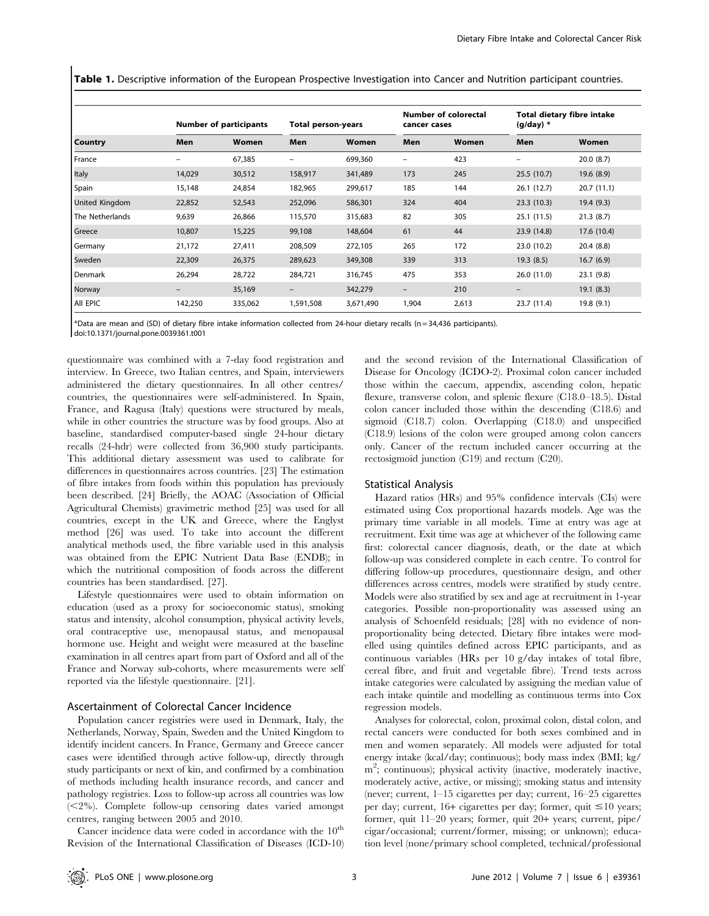**Table 1.** Descriptive information of the European Prospective Investigation into Cancer and Nutrition participant countries.

| Country | Number of participants | | Total person-years | | Number of colorectal cancer cases | | Total dietary fibre intake (g/day) * | |
|---|---|---|---|---|---|---|---|---|
| | Men | Women | Men | Women | Men | Women | Men | Women |
| France | – | 67,385 | – | 699,360 | – | 423 | – | 20.0 (8.7) |
| Italy | 14,029 | 30,512 | 158,917 | 341,489 | 173 | 245 | 25.5 (10.7) | 19.6 (8.9) |
| Spain | 15,148 | 24,854 | 182,965 | 299,617 | 185 | 144 | 26.1 (12.7) | 20.7 (11.1) |
| United Kingdom | 22,852 | 52,543 | 252,096 | 586,301 | 324 | 404 | 23.3 (10.3) | 19.4 (9.3) |
| The Netherlands | 9,639 | 26,866 | 115,570 | 315,683 | 82 | 305 | 25.1 (11.5) | 21.3 (8.7) |
| Greece | 10,807 | 15,225 | 99,108 | 148,604 | 61 | 44 | 23.9 (14.8) | 17.6 (10.4) |
| Germany | 21,172 | 27,411 | 208,509 | 272,105 | 265 | 172 | 23.0 (10.2) | 20.4 (8.8) |
| Sweden | 22,309 | 26,375 | 289,623 | 349,308 | 339 | 313 | 19.3 (8.5) | 16.7 (6.9) |
| Denmark | 26,294 | 28,722 | 284,721 | 316,745 | 475 | 353 | 26.0 (11.0) | 23.1 (9.8) |
| Norway | – | 35,169 | – | 342,279 | – | 210 | – | 19.1 (8.3) |
| All EPIC | 142,250 | 335,062 | 1,591,508 | 3,671,490 | 1,904 | 2,613 | 23.7 (11.4) | 19.8 (9.1) |

*Data are mean and (SD) of dietary fibre intake information collected from 24-hour dietary recalls (n = 34,436 participants).
doi:10.1371/journal.pone.0039361.t001

questionnaire was combined with a 7-day food registration and interview. In Greece, two Italian centres, and Spain, interviewers administered the dietary questionnaires. In all other centres/countries, the questionnaires were self-administered. In Spain, France, and Ragusa (Italy) questions were structured by meals, while in other countries the structure was by food groups. Also at baseline, standardised computer-based single 24-hour dietary recalls (24-hdr) were collected from 36,900 study participants. This additional dietary assessment was used to calibrate for differences in questionnaires across countries. [23] The estimation of fibre intakes from foods within this population has previously been described. [24] Briefly, the AOAC (Association of Official Agricultural Chemists) gravimetric method [25] was used for all countries, except in the UK and Greece, where the Englyst method [26] was used. To take into account the different analytical methods used, the fibre variable used in this analysis was obtained from the EPIC Nutrient Data Base (ENDB); in which the nutritional composition of foods across the different countries has been standardised. [27].

Lifestyle questionnaires were used to obtain information on education (used as a proxy for socioeconomic status), smoking status and intensity, alcohol consumption, physical activity levels, oral contraceptive use, menopausal status, and menopausal hormone use. Height and weight were measured at the baseline examination in all centres apart from part of Oxford and all of the France and Norway sub-cohorts, where measurements were self reported via the lifestyle questionnaire. [21].

## Ascertainment of Colorectal Cancer Incidence

Population cancer registries were used in Denmark, Italy, the Netherlands, Norway, Spain, Sweden and the United Kingdom to identify incident cancers. In France, Germany and Greece cancer cases were identified through active follow-up, directly through study participants or next of kin, and confirmed by a combination of methods including health insurance records, and cancer and pathology registries. Loss to follow-up across all countries was low (<2%). Complete follow-up censoring dates varied amongst centres, ranging between 2005 and 2010.

Cancer incidence data were coded in accordance with the 10th Revision of the International Classification of Diseases (ICD-10) and the second revision of the International Classification of Disease for Oncology (ICDO-2). Proximal colon cancer included those within the caecum, appendix, ascending colon, hepatic flexure, transverse colon, and splenic flexure (C18.0–18.5). Distal colon cancer included those within the descending (C18.6) and sigmoid (C18.7) colon. Overlapping (C18.0) and unspecified (C18.9) lesions of the colon were grouped among colon cancers only. Cancer of the rectum included cancer occurring at the rectosigmoid junction (C19) and rectum (C20).

## Statistical Analysis

Hazard ratios (HRs) and 95% confidence intervals (CIs) were estimated using Cox proportional hazards models. Age was the primary time variable in all models. Time at entry was age at recruitment. Exit time was age at whichever of the following came first: colorectal cancer diagnosis, death, or the date at which follow-up was considered complete in each centre. To control for differing follow-up procedures, questionnaire design, and other differences across centres, models were stratified by study centre. Models were also stratified by sex and age at recruitment in 1-year categories. Possible non-proportionality was assessed using an analysis of Schoenfeld residuals; [28] with no evidence of non-proportionality being detected. Dietary fibre intakes were modelled using quintiles defined across EPIC participants, and as continuous variables (HRs per 10 g/day intakes of total fibre, cereal fibre, and fruit and vegetable fibre). Trend tests across intake categories were calculated by assigning the median value of each intake quintile and modelling as continuous terms into Cox regression models.

Analyses for colorectal, colon, proximal colon, distal colon, and rectal cancers were conducted for both sexes combined and in men and women separately. All models were adjusted for total energy intake (kcal/day; continuous); body mass index (BMI; kg/m$^2$; continuous); physical activity (inactive, moderately inactive, moderately active, active, or missing); smoking status and intensity (never; current, 1–15 cigarettes per day; current, 16–25 cigarettes per day; current, 16+ cigarettes per day; former, quit ≤10 years; former, quit 11–20 years; former, quit 20+ years; current, pipe/cigar/occasional; current/former, missing; or unknown); education level (none/primary school completed, technical/professional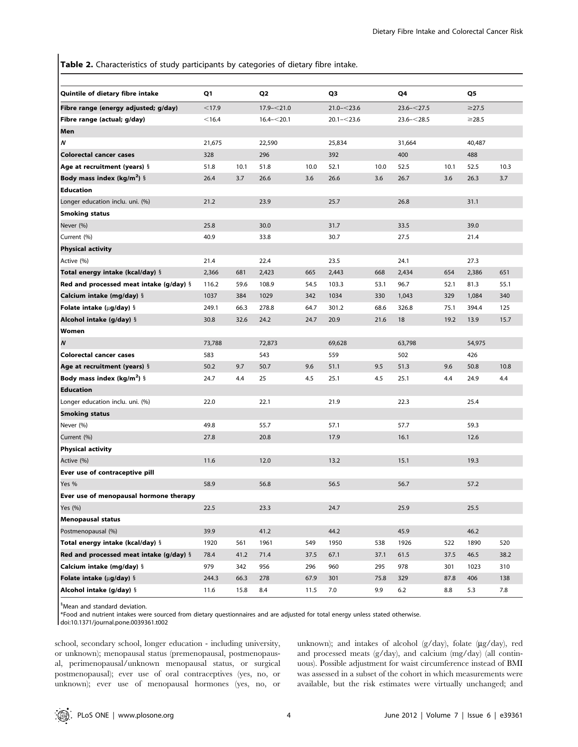**Table 2.** Characteristics of study participants by categories of dietary fibre intake.

| Quintile of dietary fibre intake | Q1 | | Q2 | | Q3 | | Q4 | | Q5 | |
|---|---|---|---|---|---|---|---|---|---|---|
| **Fibre range (energy adjusted; g/day)** | <17.9 | | 17.9–<21.0 | | 21.0–<23.6 | | 23.6–<27.5 | | ≥27.5 | |
| **Fibre range (actual; g/day)** | <16.4 | | 16.4–<20.1 | | 20.1–<23.6 | | 23.6–<28.5 | | ≥28.5 | |
| **Men** | | | | | | | | | | |
| ***N*** | 21,675 | | 22,590 | | 25,834 | | 31,664 | | 40,487 | |
| **Colorectal cancer cases** | 328 | | 296 | | 392 | | 400 | | 488 | |
| **Age at recruitment (years) §** | 51.8 | 10.1 | 51.8 | 10.0 | 52.1 | 10.0 | 52.5 | 10.1 | 52.5 | 10.3 |
| **Body mass index (kg/m²) §** | 26.4 | 3.7 | 26.6 | 3.6 | 26.6 | 3.6 | 26.7 | 3.6 | 26.3 | 3.7 |
| **Education** | | | | | | | | | | |
| Longer education inclu. uni. (%) | 21.2 | | 23.9 | | 25.7 | | 26.8 | | 31.1 | |
| **Smoking status** | | | | | | | | | | |
| Never (%) | 25.8 | | 30.0 | | 31.7 | | 33.5 | | 39.0 | |
| Current (%) | 40.9 | | 33.8 | | 30.7 | | 27.5 | | 21.4 | |
| **Physical activity** | | | | | | | | | | |
| Active (%) | 21.4 | | 22.4 | | 23.5 | | 24.1 | | 27.3 | |
| **Total energy intake (kcal/day) §** | 2,366 | 681 | 2,423 | 665 | 2,443 | 668 | 2,434 | 654 | 2,386 | 651 |
| **Red and processed meat intake (g/day) §** | 116.2 | 59.6 | 108.9 | 54.5 | 103.3 | 53.1 | 96.7 | 52.1 | 81.3 | 55.1 |
| **Calcium intake (mg/day) §** | 1037 | 384 | 1029 | 342 | 1034 | 330 | 1,043 | 329 | 1,084 | 340 |
| **Folate intake (µg/day) §** | 249.1 | 66.3 | 278.8 | 64.7 | 301.2 | 68.6 | 326.8 | 75.1 | 394.4 | 125 |
| **Alcohol intake (g/day) §** | 30.8 | 32.6 | 24.2 | 24.7 | 20.9 | 21.6 | 18 | 19.2 | 13.9 | 15.7 |
| **Women** | | | | | | | | | | |
| ***N*** | 73,788 | | 72,873 | | 69,628 | | 63,798 | | 54,975 | |
| **Colorectal cancer cases** | 583 | | 543 | | 559 | | 502 | | 426 | |
| **Age at recruitment (years) §** | 50.2 | 9.7 | 50.7 | 9.6 | 51.1 | 9.5 | 51.3 | 9.6 | 50.8 | 10.8 |
| **Body mass index (kg/m²) §** | 24.7 | 4.4 | 25 | 4.5 | 25.1 | 4.5 | 25.1 | 4.4 | 24.9 | 4.4 |
| **Education** | | | | | | | | | | |
| Longer education inclu. uni. (%) | 22.0 | | 22.1 | | 21.9 | | 22.3 | | 25.4 | |
| **Smoking status** | | | | | | | | | | |
| Never (%) | 49.8 | | 55.7 | | 57.1 | | 57.7 | | 59.3 | |
| Current (%) | 27.8 | | 20.8 | | 17.9 | | 16.1 | | 12.6 | |
| **Physical activity** | | | | | | | | | | |
| Active (%) | 11.6 | | 12.0 | | 13.2 | | 15.1 | | 19.3 | |
| **Ever use of contraceptive pill** | | | | | | | | | | |
| Yes % | 58.9 | | 56.8 | | 56.5 | | 56.7 | | 57.2 | |
| **Ever use of menopausal hormone therapy** | | | | | | | | | | |
| Yes (%) | 22.5 | | 23.3 | | 24.7 | | 25.9 | | 25.5 | |
| **Menopausal status** | | | | | | | | | | |
| Postmenopausal (%) | 39.9 | | 41.2 | | 44.2 | | 45.9 | | 46.2 | |
| **Total energy intake (kcal/day) §** | 1920 | 561 | 1961 | 549 | 1950 | 538 | 1926 | 522 | 1890 | 520 |
| **Red and processed meat intake (g/day) §** | 78.4 | 41.2 | 71.4 | 37.5 | 67.1 | 37.1 | 61.5 | 37.5 | 46.5 | 38.2 |
| **Calcium intake (mg/day) §** | 979 | 342 | 956 | 296 | 960 | 295 | 978 | 301 | 1023 | 310 |
| **Folate intake (µg/day) §** | 244.3 | 66.3 | 278 | 67.9 | 301 | 75.8 | 329 | 87.8 | 406 | 138 |
| **Alcohol intake (g/day) §** | 11.6 | 15.8 | 8.4 | 11.5 | 7.0 | 9.9 | 6.2 | 8.8 | 5.3 | 7.8 |

§Mean and standard deviation.
*Food and nutrient intakes were sourced from dietary questionnaires and are adjusted for total energy unless stated otherwise.
doi:10.1371/journal.pone.0039361.t002

school, secondary school, longer education - including university, or unknown); menopausal status (premenopausal, postmenopausal, perimenopausal/unknown menopausal status, or surgical postmenopausal); ever use of oral contraceptives (yes, no, or unknown); ever use of menopausal hormones (yes, no, or unknown); and intakes of alcohol (g/day), folate (µg/day), red and processed meats (g/day), and calcium (mg/day) (all continuous). Possible adjustment for waist circumference instead of BMI was assessed in a subset of the cohort in which measurements were available, but the risk estimates were virtually unchanged; and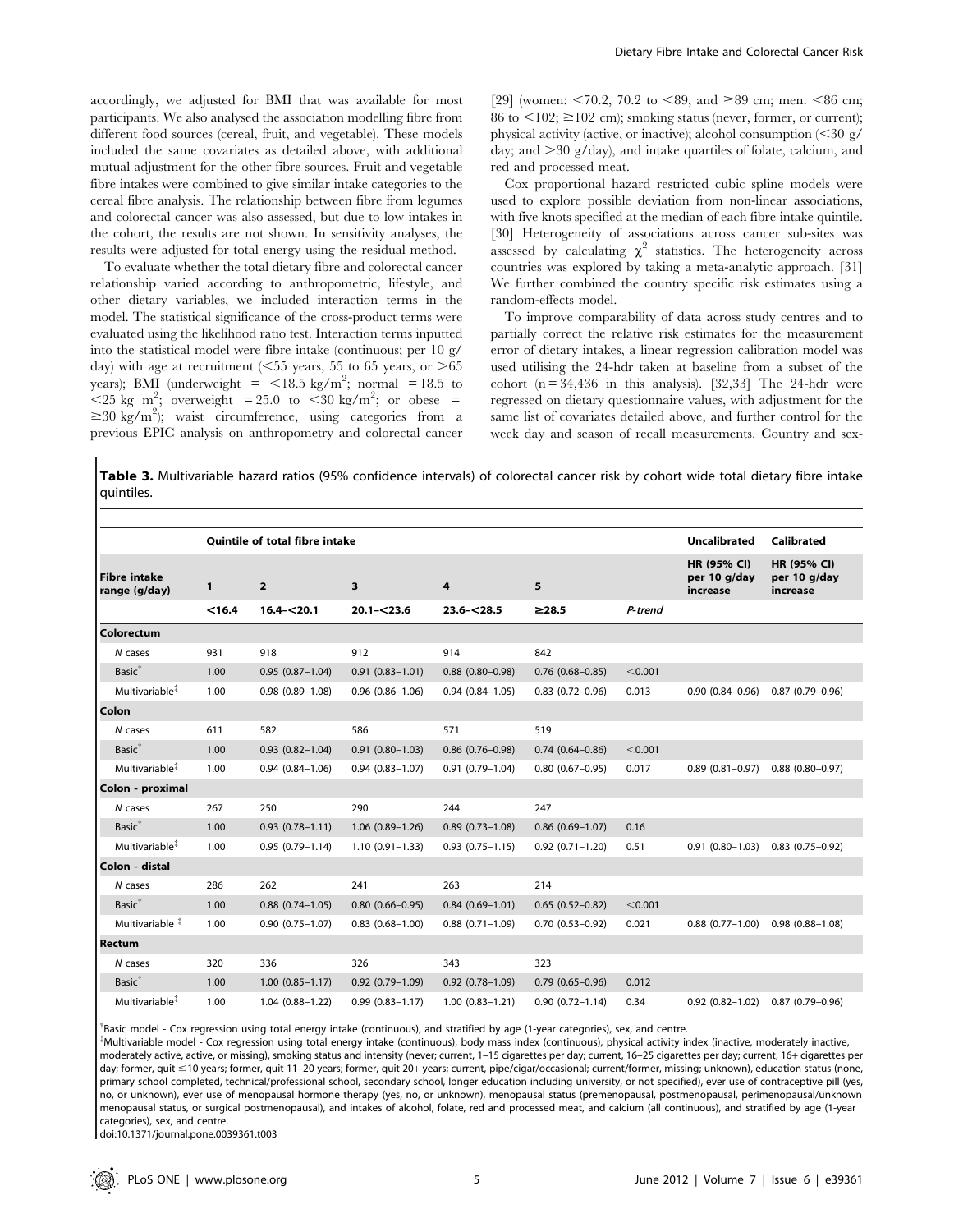accordingly, we adjusted for BMI that was available for most participants. We also analysed the association modelling fibre from different food sources (cereal, fruit, and vegetable). These models included the same covariates as detailed above, with additional mutual adjustment for the other fibre sources. Fruit and vegetable fibre intakes were combined to give similar intake categories to the cereal fibre analysis. The relationship between fibre from legumes and colorectal cancer was also assessed, but due to low intakes in the cohort, the results are not shown. In sensitivity analyses, the results were adjusted for total energy using the residual method.

To evaluate whether the total dietary fibre and colorectal cancer relationship varied according to anthropometric, lifestyle, and other dietary variables, we included interaction terms in the model. The statistical significance of the cross-product terms were evaluated using the likelihood ratio test. Interaction terms inputted into the statistical model were fibre intake (continuous; per 10 g/day) with age at recruitment (<55 years, 55 to 65 years, or >65 years); BMI (underweight = <18.5 kg/m$^2$; normal = 18.5 to <25 kg m$^2$; overweight = 25.0 to <30 kg/m$^2$; or obese = ≥30 kg/m$^2$); waist circumference, using categories from a previous EPIC analysis on anthropometry and colorectal cancer [29] (women: <70.2, 70.2 to <89, and ≥89 cm; men: <86 cm; 86 to <102; ≥102 cm); smoking status (never, former, or current); physical activity (active, or inactive); alcohol consumption (<30 g/day; and >30 g/day), and intake quartiles of folate, calcium, and red and processed meat.

Cox proportional hazard restricted cubic spline models were used to explore possible deviation from non-linear associations, with five knots specified at the median of each fibre intake quintile. [30] Heterogeneity of associations across cancer sub-sites was assessed by calculating $\chi^2$ statistics. The heterogeneity across countries was explored by taking a meta-analytic approach. [31] We further combined the country specific risk estimates using a random-effects model.

To improve comparability of data across study centres and to partially correct the relative risk estimates for the measurement error of dietary intakes, a linear regression calibration model was used utilising the 24-hdr taken at baseline from a subset of the cohort (n = 34,436 in this analysis). [32,33] The 24-hdr were regressed on dietary questionnaire values, with adjustment for the same list of covariates detailed above, and further control for the week day and season of recall measurements. Country and sex-

**Table 3.** Multivariable hazard ratios (95% confidence intervals) of colorectal cancer risk by cohort wide total dietary fibre intake quintiles.

| | Quintile of total fibre intake | | | | | | Uncalibrated | Calibrated |
|---|---|---|---|---|---|---|---|---|
| **Fibre intake range (g/day)** | **1** | **2** | **3** | **4** | **5** | | **HR (95% CI) per 10 g/day increase** | **HR (95% CI) per 10 g/day increase** |
| | **<16.4** | **16.4–<20.1** | **20.1–<23.6** | **23.6–<28.5** | **≥28.5** | ***P-trend*** | | |
| **Colorectum** | | | | | | | | |
| *N* cases | 931 | 918 | 912 | 914 | 842 | | | |
| Basic[†] | 1.00 | 0.95 (0.87–1.04) | 0.91 (0.83–1.01) | 0.88 (0.80–0.98) | 0.76 (0.68–0.85) | <0.001 | | |
| Multivariable[‡] | 1.00 | 0.98 (0.89–1.08) | 0.96 (0.86–1.06) | 0.94 (0.84–1.05) | 0.83 (0.72–0.96) | 0.013 | 0.90 (0.84–0.96) | 0.87 (0.79–0.96) |
| **Colon** | | | | | | | | |
| *N* cases | 611 | 582 | 586 | 571 | 519 | | | |
| Basic[†] | 1.00 | 0.93 (0.82–1.04) | 0.91 (0.80–1.03) | 0.86 (0.76–0.98) | 0.74 (0.64–0.86) | <0.001 | | |
| Multivariable[‡] | 1.00 | 0.94 (0.84–1.06) | 0.94 (0.83–1.07) | 0.91 (0.79–1.04) | 0.80 (0.67–0.95) | 0.017 | 0.89 (0.81–0.97) | 0.88 (0.80–0.97) |
| **Colon - proximal** | | | | | | | | |
| *N* cases | 267 | 250 | 290 | 244 | 247 | | | |
| Basic[†] | 1.00 | 0.93 (0.78–1.11) | 1.06 (0.89–1.26) | 0.89 (0.73–1.08) | 0.86 (0.69–1.07) | 0.16 | | |
| Multivariable[‡] | 1.00 | 0.95 (0.79–1.14) | 1.10 (0.91–1.33) | 0.93 (0.75–1.15) | 0.92 (0.71–1.20) | 0.51 | 0.91 (0.80–1.03) | 0.83 (0.75–0.92) |
| **Colon - distal** | | | | | | | | |
| *N* cases | 286 | 262 | 241 | 263 | 214 | | | |
| Basic[†] | 1.00 | 0.88 (0.74–1.05) | 0.80 (0.66–0.95) | 0.84 (0.69–1.01) | 0.65 (0.52–0.82) | <0.001 | | |
| Multivariable[‡] | 1.00 | 0.90 (0.75–1.07) | 0.83 (0.68–1.00) | 0.88 (0.71–1.09) | 0.70 (0.53–0.92) | 0.021 | 0.88 (0.77–1.00) | 0.98 (0.88–1.08) |
| **Rectum** | | | | | | | | |
| *N* cases | 320 | 336 | 326 | 343 | 323 | | | |
| Basic[†] | 1.00 | 1.00 (0.85–1.17) | 0.92 (0.79–1.09) | 0.92 (0.78–1.09) | 0.79 (0.65–0.96) | 0.012 | | |
| Multivariable[‡] | 1.00 | 1.04 (0.88–1.22) | 0.99 (0.83–1.17) | 1.00 (0.83–1.21) | 0.90 (0.72–1.14) | 0.34 | 0.92 (0.82–1.02) | 0.87 (0.79–0.96) |

[†]Basic model - Cox regression using total energy intake (continuous), and stratified by age (1-year categories), sex, and centre.

[‡]Multivariable model - Cox regression using total energy intake (continuous), body mass index (continuous), physical activity index (inactive, moderately inactive, moderately active, active, or missing), smoking status and intensity (never; current, 1–15 cigarettes per day; current, 16–25 cigarettes per day; current, 16+ cigarettes per day; former, quit ≤10 years; former, quit 11–20 years; former, quit 20+ years; current, pipe/cigar/occasional; current/former, missing; unknown), education status (none, primary school completed, technical/professional school, secondary school, longer education including university, or not specified), ever use of contraceptive pill (yes, no, or unknown), ever use of menopausal hormone therapy (yes, no, or unknown), menopausal status (premenopausal, postmenopausal, perimenopausal/unknown menopausal status, or surgical postmenopausal), and intakes of alcohol, folate, red and processed meat, and calcium (all continuous), and stratified by age (1-year categories), sex, and centre.

doi:10.1371/journal.pone.0039361.t003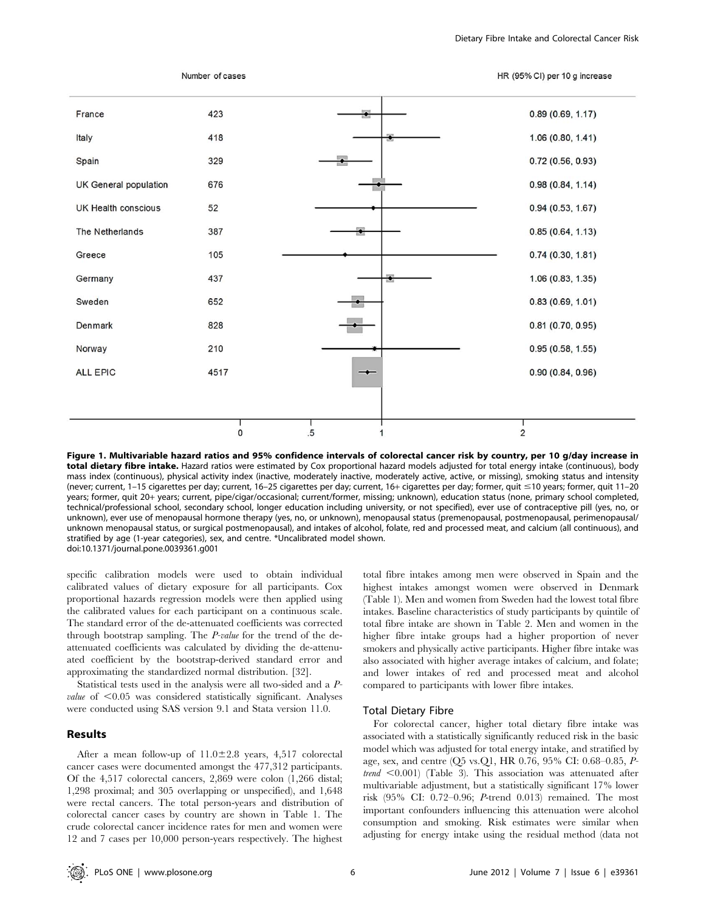| | Number of cases | HR (95% CI) per 10 g increase |
|---|---|---|
| France | 423 | 0.89 (0.69, 1.17) |
| Italy | 418 | 1.06 (0.80, 1.41) |
| Spain | 329 | 0.72 (0.56, 0.93) |
| UK General population | 676 | 0.98 (0.84, 1.14) |
| UK Health conscious | 52 | 0.94 (0.53, 1.67) |
| The Netherlands | 387 | 0.85 (0.64, 1.13) |
| Greece | 105 | 0.74 (0.30, 1.81) |
| Germany | 437 | 1.06 (0.83, 1.35) |
| Sweden | 652 | 0.83 (0.69, 1.01) |
| Denmark | 828 | 0.81 (0.70, 0.95) |
| Norway | 210 | 0.95 (0.58, 1.55) |
| ALL EPIC | 4517 | 0.90 (0.84, 0.96) |

**Figure 1. Multivariable hazard ratios and 95% confidence intervals of colorectal cancer risk by country, per 10 g/day increase in total dietary fibre intake.** Hazard ratios were estimated by Cox proportional hazard models adjusted for total energy intake (continuous), body mass index (continuous), physical activity index (inactive, moderately inactive, moderately active, active, or missing), smoking status and intensity (never; current, 1–15 cigarettes per day; current, 16–25 cigarettes per day; current, 16+ cigarettes per day; former, quit ≤10 years; former, quit 11–20 years; former, quit 20+ years; current, pipe/cigar/occasional; current/former, missing; unknown), education status (none, primary school completed, technical/professional school, secondary school, longer education including university, or not specified), ever use of contraceptive pill (yes, no, or unknown), ever use of menopausal hormone therapy (yes, no, or unknown), menopausal status (premenopausal, postmenopausal, perimenopausal/ unknown menopausal status, or surgical postmenopausal), and intakes of alcohol, folate, red and processed meat, and calcium (all continuous), and stratified by age (1-year categories), sex, and centre. *Uncalibrated model shown.
doi:10.1371/journal.pone.0039361.g001

specific calibration models were used to obtain individual calibrated values of dietary exposure for all participants. Cox proportional hazards regression models were then applied using the calibrated values for each participant on a continuous scale. The standard error of the de-attenuated coefficients was corrected through bootstrap sampling. The *P-value* for the trend of the de-attenuated coefficients was calculated by dividing the de-attenuated coefficient by the bootstrap-derived standard error and approximating the standardized normal distribution. [32].

Statistical tests used in the analysis were all two-sided and a *P-value* of $<0.05$ was considered statistically significant. Analyses were conducted using SAS version 9.1 and Stata version 11.0.

## Results

After a mean follow-up of $11.0 \pm 2.8$ years, 4,517 colorectal cancer cases were documented amongst the 477,312 participants. Of the 4,517 colorectal cancers, 2,869 were colon (1,266 distal; 1,298 proximal; and 305 overlapping or unspecified), and 1,648 were rectal cancers. The total person-years and distribution of colorectal cancer cases by country are shown in Table 1. The crude colorectal cancer incidence rates for men and women were 12 and 7 cases per 10,000 person-years respectively. The highest total fibre intakes among men were observed in Spain and the highest intakes amongst women were observed in Denmark (Table 1). Men and women from Sweden had the lowest total fibre intakes. Baseline characteristics of study participants by quintile of total fibre intake are shown in Table 2. Men and women in the higher fibre intake groups had a higher proportion of never smokers and physically active participants. Higher fibre intake was also associated with higher average intakes of calcium, and folate; and lower intakes of red and processed meat and alcohol compared to participants with lower fibre intakes.

### Total Dietary Fibre

For colorectal cancer, higher total dietary fibre intake was associated with a statistically significantly reduced risk in the basic model which was adjusted for total energy intake, and stratified by age, sex, and centre (Q5 vs.Q1, HR 0.76, 95% CI: 0.68–0.85, *P-trend* $<0.001$) (Table 3). This association was attenuated after multivariable adjustment, but a statistically significant 17% lower risk (95% CI: 0.72–0.96; *P*-trend 0.013) remained. The most important confounders influencing this attenuation were alcohol consumption and smoking. Risk estimates were similar when adjusting for energy intake using the residual method (data not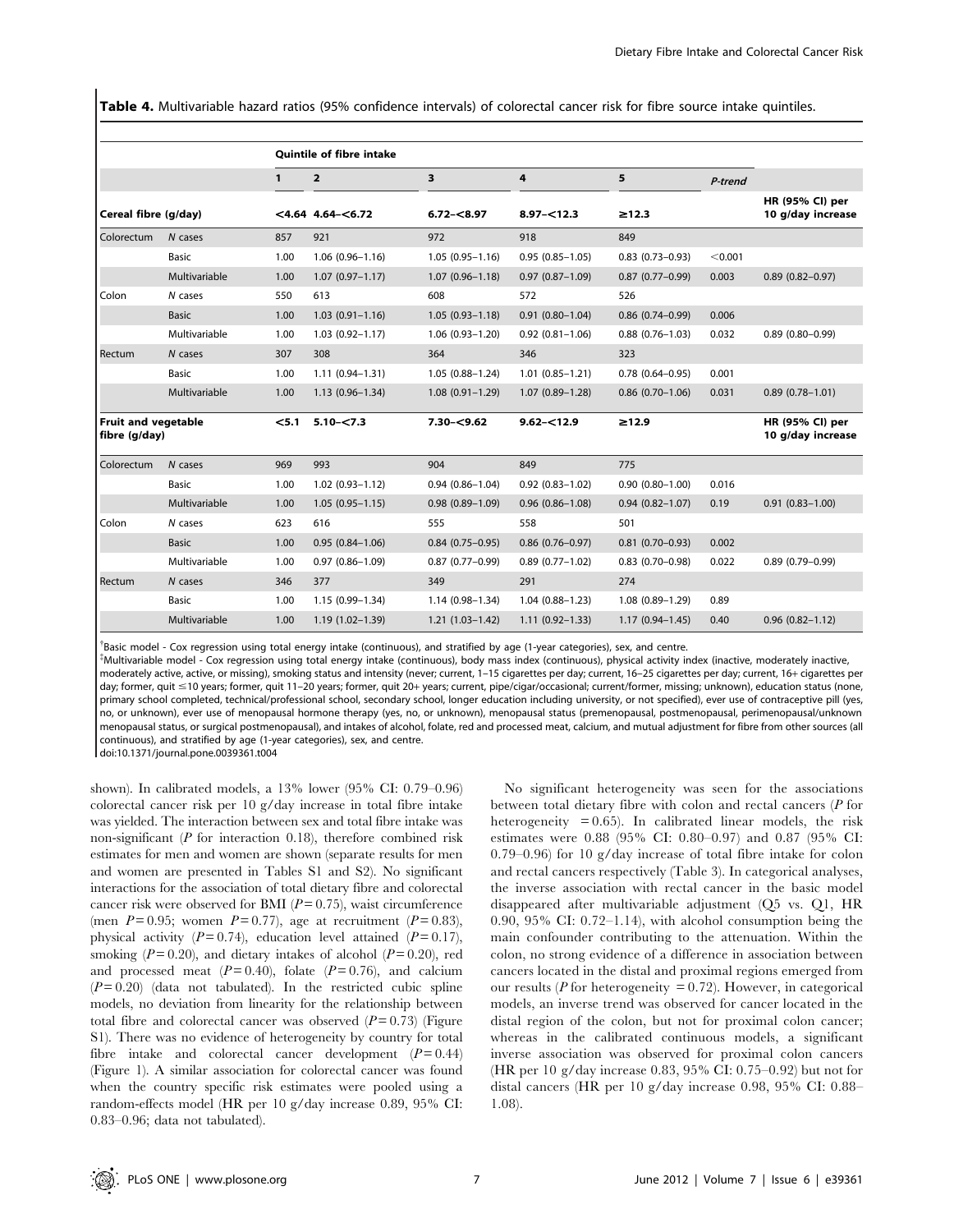**Table 4.** Multivariable hazard ratios (95% confidence intervals) of colorectal cancer risk for fibre source intake quintiles.

| | | Quintile of fibre intake | | | | | | |
|---|---|---|---|---|---|---|---|---|
| | | 1 | 2 | 3 | 4 | 5 | *P-trend* | |
| **Cereal fibre (g/day)** | | <4.64 | 4.64–<6.72 | 6.72–<8.97 | 8.97–<12.3 | ≥12.3 | | HR (95% CI) per 10 g/day increase |
| Colorectum | *N* cases | 857 | 921 | 972 | 918 | 849 | | |
| | Basic | 1.00 | 1.06 (0.96–1.16) | 1.05 (0.95–1.16) | 0.95 (0.85–1.05) | 0.83 (0.73–0.93) | <0.001 | |
| | Multivariable | 1.00 | 1.07 (0.97–1.17) | 1.07 (0.96–1.18) | 0.97 (0.87–1.09) | 0.87 (0.77–0.99) | 0.003 | 0.89 (0.82–0.97) |
| Colon | *N* cases | 550 | 613 | 608 | 572 | 526 | | |
| | Basic | 1.00 | 1.03 (0.91–1.16) | 1.05 (0.93–1.18) | 0.91 (0.80–1.04) | 0.86 (0.74–0.99) | 0.006 | |
| | Multivariable | 1.00 | 1.03 (0.92–1.17) | 1.06 (0.93–1.20) | 0.92 (0.81–1.06) | 0.88 (0.76–1.03) | 0.032 | 0.89 (0.80–0.99) |
| Rectum | *N* cases | 307 | 308 | 364 | 346 | 323 | | |
| | Basic | 1.00 | 1.11 (0.94–1.31) | 1.05 (0.88–1.24) | 1.01 (0.85–1.21) | 0.78 (0.64–0.95) | 0.001 | |
| | Multivariable | 1.00 | 1.13 (0.96–1.34) | 1.08 (0.91–1.29) | 1.07 (0.89–1.28) | 0.86 (0.70–1.06) | 0.031 | 0.89 (0.78–1.01) |
| **Fruit and vegetable fibre (g/day)** | | <5.1 | 5.10–<7.3 | 7.30–<9.62 | 9.62–<12.9 | ≥12.9 | | HR (95% CI) per 10 g/day increase |
| Colorectum | *N* cases | 969 | 993 | 904 | 849 | 775 | | |
| | Basic | 1.00 | 1.02 (0.93–1.12) | 0.94 (0.86–1.04) | 0.92 (0.83–1.02) | 0.90 (0.80–1.00) | 0.016 | |
| | Multivariable | 1.00 | 1.05 (0.95–1.15) | 0.98 (0.89–1.09) | 0.96 (0.86–1.08) | 0.94 (0.82–1.07) | 0.19 | 0.91 (0.83–1.00) |
| Colon | *N* cases | 623 | 616 | 555 | 558 | 501 | | |
| | Basic | 1.00 | 0.95 (0.84–1.06) | 0.84 (0.75–0.95) | 0.86 (0.76–0.97) | 0.81 (0.70–0.93) | 0.002 | |
| | Multivariable | 1.00 | 0.97 (0.86–1.09) | 0.87 (0.77–0.99) | 0.89 (0.77–1.02) | 0.83 (0.70–0.98) | 0.022 | 0.89 (0.79–0.99) |
| Rectum | *N* cases | 346 | 377 | 349 | 291 | 274 | | |
| | Basic | 1.00 | 1.15 (0.99–1.34) | 1.14 (0.98–1.34) | 1.04 (0.88–1.23) | 1.08 (0.89–1.29) | 0.89 | |
| | Multivariable | 1.00 | 1.19 (1.02–1.39) | 1.21 (1.03–1.42) | 1.11 (0.92–1.33) | 1.17 (0.94–1.45) | 0.40 | 0.96 (0.82–1.12) |

[†]Basic model - Cox regression using total energy intake (continuous), and stratified by age (1-year categories), sex, and centre.
[‡]Multivariable model - Cox regression using total energy intake (continuous), body mass index (continuous), physical activity index (inactive, moderately inactive, moderately active, active, or missing), smoking status and intensity (never; current, 1–15 cigarettes per day; current, 16–25 cigarettes per day; current, 16+ cigarettes per day; former, quit ≤10 years; former, quit 11–20 years; former, quit 20+ years; current, pipe/cigar/occasional; current/former, missing; unknown), education status (none, primary school completed, technical/professional school, secondary school, longer education including university, or not specified), ever use of contraceptive pill (yes, no, or unknown), ever use of menopausal hormone therapy (yes, no, or unknown), menopausal status (premenopausal, postmenopausal, perimenopausal/unknown menopausal status, or surgical postmenopausal), and intakes of alcohol, folate, red and processed meat, calcium, and mutual adjustment for fibre from other sources (all continuous), and stratified by age (1-year categories), sex, and centre.
doi:10.1371/journal.pone.0039361.t004

shown). In calibrated models, a 13% lower (95% CI: 0.79–0.96) colorectal cancer risk per 10 g/day increase in total fibre intake was yielded. The interaction between sex and total fibre intake was non-significant ($P$ for interaction 0.18), therefore combined risk estimates for men and women are shown (separate results for men and women are presented in Tables S1 and S2). No significant interactions for the association of total dietary fibre and colorectal cancer risk were observed for BMI ($P = 0.75$), waist circumference (men $P = 0.95$; women $P = 0.77$), age at recruitment ($P = 0.83$), physical activity ($P = 0.74$), education level attained ($P = 0.17$), smoking ($P = 0.20$), and dietary intakes of alcohol ($P = 0.20$), red and processed meat ($P = 0.40$), folate ($P = 0.76$), and calcium ($P = 0.20$) (data not tabulated). In the restricted cubic spline models, no deviation from linearity for the relationship between total fibre and colorectal cancer was observed ($P = 0.73$) (Figure S1). There was no evidence of heterogeneity by country for total fibre intake and colorectal cancer development ($P = 0.44$) (Figure 1). A similar association for colorectal cancer was found when the country specific risk estimates were pooled using a random-effects model (HR per 10 g/day increase 0.89, 95% CI: 0.83–0.96; data not tabulated).

No significant heterogeneity was seen for the associations between total dietary fibre with colon and rectal cancers ($P$ for heterogeneity $= 0.65$). In calibrated linear models, the risk estimates were 0.88 (95% CI: 0.80–0.97) and 0.87 (95% CI: 0.79–0.96) for 10 g/day increase of total fibre intake for colon and rectal cancers respectively (Table 3). In categorical analyses, the inverse association with rectal cancer in the basic model disappeared after multivariable adjustment (Q5 vs. Q1, HR 0.90, 95% CI: 0.72–1.14), with alcohol consumption being the main confounder contributing to the attenuation. Within the colon, no strong evidence of a difference in association between cancers located in the distal and proximal regions emerged from our results ($P$ for heterogeneity $= 0.72$). However, in categorical models, an inverse trend was observed for cancer located in the distal region of the colon, but not for proximal colon cancer; whereas in the calibrated continuous models, a significant inverse association was observed for proximal colon cancers (HR per 10 g/day increase 0.83, 95% CI: 0.75–0.92) but not for distal cancers (HR per 10 g/day increase 0.98, 95% CI: 0.88–1.08).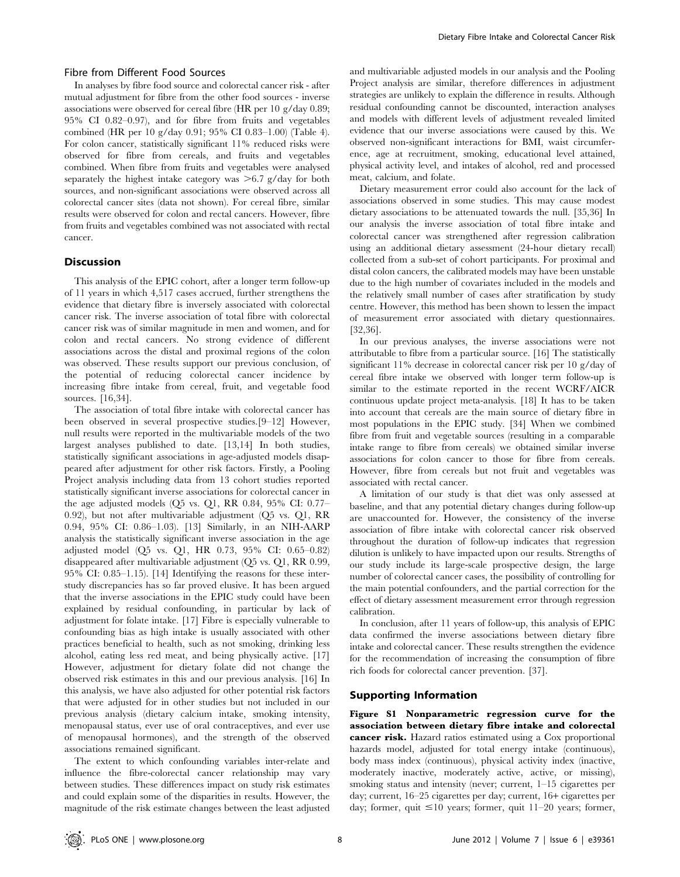### Fibre from Different Food Sources

In analyses by fibre food source and colorectal cancer risk - after mutual adjustment for fibre from the other food sources - inverse associations were observed for cereal fibre (HR per 10 g/day 0.89; 95% CI 0.82–0.97), and for fibre from fruits and vegetables combined (HR per 10 g/day 0.91; 95% CI 0.83–1.00) (Table 4). For colon cancer, statistically significant 11% reduced risks were observed for fibre from cereals, and fruits and vegetables combined. When fibre from fruits and vegetables were analysed separately the highest intake category was >6.7 g/day for both sources, and non-significant associations were observed across all colorectal cancer sites (data not shown). For cereal fibre, similar results were observed for colon and rectal cancers. However, fibre from fruits and vegetables combined was not associated with rectal cancer.

## Discussion

This analysis of the EPIC cohort, after a longer term follow-up of 11 years in which 4,517 cases accrued, further strengthens the evidence that dietary fibre is inversely associated with colorectal cancer risk. The inverse association of total fibre with colorectal cancer risk was of similar magnitude in men and women, and for colon and rectal cancers. No strong evidence of different associations across the distal and proximal regions of the colon was observed. These results support our previous conclusion, of the potential of reducing colorectal cancer incidence by increasing fibre intake from cereal, fruit, and vegetable food sources. [16,34].

The association of total fibre intake with colorectal cancer has been observed in several prospective studies.[9–12] However, null results were reported in the multivariable models of the two largest analyses published to date. [13,14] In both studies, statistically significant associations in age-adjusted models disappeared after adjustment for other risk factors. Firstly, a Pooling Project analysis including data from 13 cohort studies reported statistically significant inverse associations for colorectal cancer in the age adjusted models (Q5 vs. Q1, RR 0.84, 95% CI: 0.77–0.92), but not after multivariable adjustment (Q5 vs. Q1, RR 0.94, 95% CI: 0.86–1.03). [13] Similarly, in an NIH-AARP analysis the statistically significant inverse association in the age adjusted model (Q5 vs. Q1, HR 0.73, 95% CI: 0.65–0.82) disappeared after multivariable adjustment (Q5 vs. Q1, RR 0.99, 95% CI: 0.85–1.15). [14] Identifying the reasons for these inter-study discrepancies has so far proved elusive. It has been argued that the inverse associations in the EPIC study could have been explained by residual confounding, in particular by lack of adjustment for folate intake. [17] Fibre is especially vulnerable to confounding bias as high intake is usually associated with other practices beneficial to health, such as not smoking, drinking less alcohol, eating less red meat, and being physically active. [17] However, adjustment for dietary folate did not change the observed risk estimates in this and our previous analysis. [16] In this analysis, we have also adjusted for other potential risk factors that were adjusted for in other studies but not included in our previous analysis (dietary calcium intake, smoking intensity, menopausal status, ever use of oral contraceptives, and ever use of menopausal hormones), and the strength of the observed associations remained significant.

The extent to which confounding variables inter-relate and influence the fibre-colorectal cancer relationship may vary between studies. These differences impact on study risk estimates and could explain some of the disparities in results. However, the magnitude of the risk estimate changes between the least adjusted and multivariable adjusted models in our analysis and the Pooling Project analysis are similar, therefore differences in adjustment strategies are unlikely to explain the difference in results. Although residual confounding cannot be discounted, interaction analyses and models with different levels of adjustment revealed limited evidence that our inverse associations were caused by this. We observed non-significant interactions for BMI, waist circumference, age at recruitment, smoking, educational level attained, physical activity level, and intakes of alcohol, red and processed meat, calcium, and folate.

Dietary measurement error could also account for the lack of associations observed in some studies. This may cause modest dietary associations to be attenuated towards the null. [35,36] In our analysis the inverse association of total fibre intake and colorectal cancer was strengthened after regression calibration using an additional dietary assessment (24-hour dietary recall) collected from a sub-set of cohort participants. For proximal and distal colon cancers, the calibrated models may have been unstable due to the high number of covariates included in the models and the relatively small number of cases after stratification by study centre. However, this method has been shown to lessen the impact of measurement error associated with dietary questionnaires. [32,36].

In our previous analyses, the inverse associations were not attributable to fibre from a particular source. [16] The statistically significant 11% decrease in colorectal cancer risk per 10 g/day of cereal fibre intake we observed with longer term follow-up is similar to the estimate reported in the recent WCRF/AICR continuous update project meta-analysis. [18] It has to be taken into account that cereals are the main source of dietary fibre in most populations in the EPIC study. [34] When we combined fibre from fruit and vegetable sources (resulting in a comparable intake range to fibre from cereals) we obtained similar inverse associations for colon cancer to those for fibre from cereals. However, fibre from cereals but not fruit and vegetables was associated with rectal cancer.

A limitation of our study is that diet was only assessed at baseline, and that any potential dietary changes during follow-up are unaccounted for. However, the consistency of the inverse association of fibre intake with colorectal cancer risk observed throughout the duration of follow-up indicates that regression dilution is unlikely to have impacted upon our results. Strengths of our study include its large-scale prospective design, the large number of colorectal cancer cases, the possibility of controlling for the main potential confounders, and the partial correction for the effect of dietary assessment measurement error through regression calibration.

In conclusion, after 11 years of follow-up, this analysis of EPIC data confirmed the inverse associations between dietary fibre intake and colorectal cancer. These results strengthen the evidence for the recommendation of increasing the consumption of fibre rich foods for colorectal cancer prevention. [37].

## Supporting Information

**Figure S1 Nonparametric regression curve for the association between dietary fibre intake and colorectal cancer risk.** Hazard ratios estimated using a Cox proportional hazards model, adjusted for total energy intake (continuous), body mass index (continuous), physical activity index (inactive, moderately inactive, moderately active, active, or missing), smoking status and intensity (never; current, 1–15 cigarettes per day; current, 16–25 cigarettes per day; current, 16+ cigarettes per day; former, quit ≤10 years; former, quit 11–20 years; former,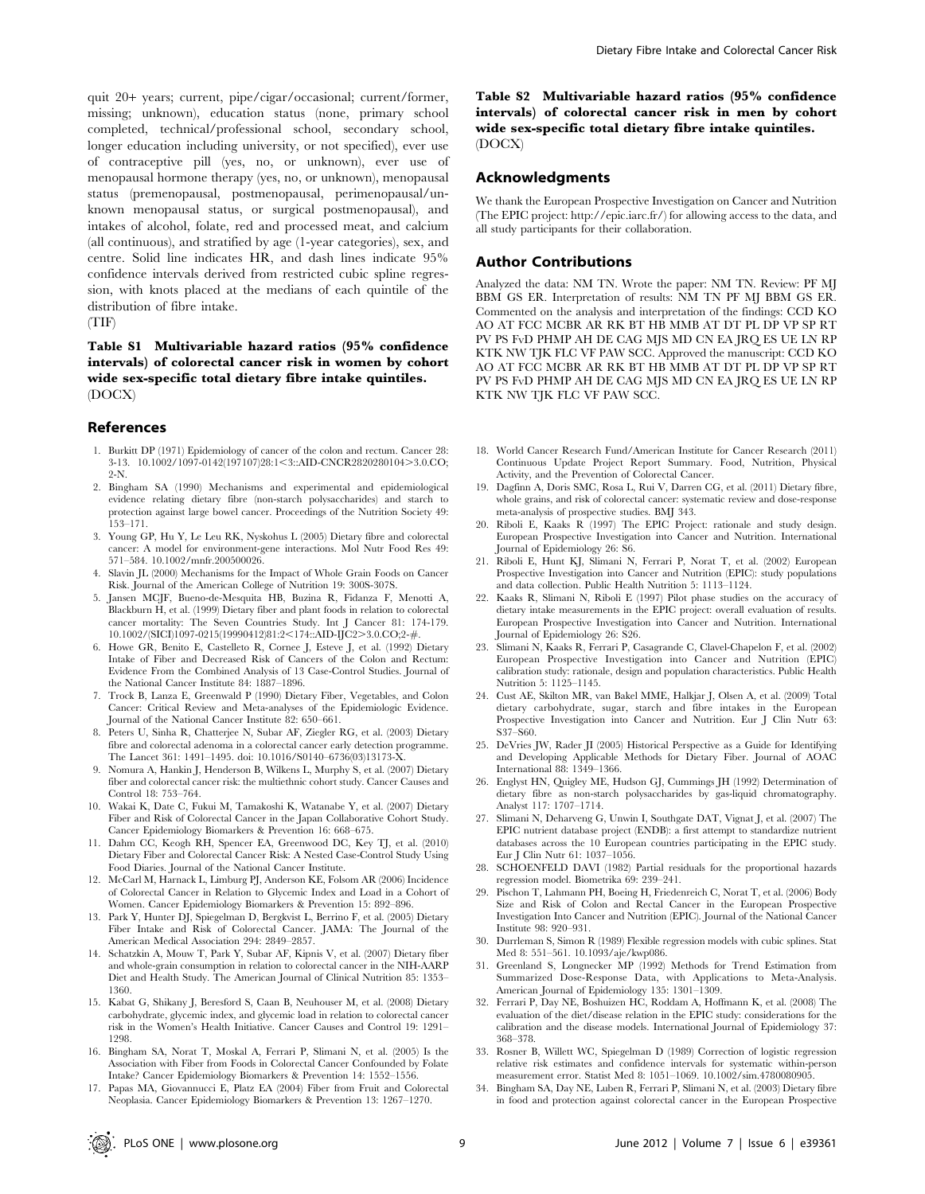quit 20+ years; current, pipe/cigar/occasional; current/former, missing; unknown), education status (none, primary school completed, technical/professional school, secondary school, longer education including university, or not specified), ever use of contraceptive pill (yes, no, or unknown), ever use of menopausal hormone therapy (yes, no, or unknown), menopausal status (premenopausal, postmenopausal, perimenopausal/unknown menopausal status, or surgical postmenopausal), and intakes of alcohol, folate, red and processed meat, and calcium (all continuous), and stratified by age (1-year categories), sex, and centre. Solid line indicates HR, and dash lines indicate 95% confidence intervals derived from restricted cubic spline regression, with knots placed at the medians of each quintile of the distribution of fibre intake.
(TIF)

**Table S1 Multivariable hazard ratios (95% confidence intervals) of colorectal cancer risk in women by cohort wide sex-specific total dietary fibre intake quintiles.**
(DOCX)

**Table S2 Multivariable hazard ratios (95% confidence intervals) of colorectal cancer risk in men by cohort wide sex-specific total dietary fibre intake quintiles.**
(DOCX)

## Acknowledgments

We thank the European Prospective Investigation on Cancer and Nutrition (The EPIC project: http://epic.iarc.fr/) for allowing access to the data, and all study participants for their collaboration.

## Author Contributions

Analyzed the data: NM TN. Wrote the paper: NM TN. Review: PF MJ BBM GS ER. Interpretation of results: NM TN PF MJ BBM GS ER. Commented on the analysis and interpretation of the findings: CCD KO AO AT FCC MCBR AR RK BT HB MMB AT DT PL DP VP SP RT PV PS FvD PHMP AH DE CAG MJS MD CN EA JRQ ES UE LN RP KTK NW TJK FLC VF PAW SCC. Approved the manuscript: CCD KO AO AT FCC MCBR AR RK BT HB MMB AT DT PL DP VP SP RT PV PS FvD PHMP AH DE CAG MJS MD CN EA JRQ ES UE LN RP KTK NW TJK FLC VF PAW SCC.

## References

1. Burkitt DP (1971) Epidemiology of cancer of the colon and rectum. Cancer 28: 3-13. 10.1002/1097-0142(197107)28:1<3::AID-CNCR2820280104>3.0.CO;2-N.
2. Bingham SA (1990) Mechanisms and experimental and epidemiological evidence relating dietary fibre (non-starch polysaccharides) and starch to protection against large bowel cancer. Proceedings of the Nutrition Society 49: 153–171.
3. Young GP, Hu Y, Le Leu RK, Nyskohus L (2005) Dietary fibre and colorectal cancer: A model for environment-gene interactions. Mol Nutr Food Res 49: 571–584. 10.1002/mnfr.200500026.
4. Slavin JL (2000) Mechanisms for the Impact of Whole Grain Foods on Cancer Risk. Journal of the American College of Nutrition 19: 300S-307S.
5. Jansen MCJF, Bueno-de-Mesquita HB, Buzina R, Fidanza F, Menotti A, Blackburn H, et al. (1999) Dietary fiber and plant foods in relation to colorectal cancer mortality: The Seven Countries Study. Int J Cancer 81: 174-179. 10.1002/(SICI)1097-0215(19990412)81:2<174::AID-IJC2>3.0.CO;2-#.
6. Howe GR, Benito E, Castelleto R, Cornee J, Esteve J, et al. (1992) Dietary Intake of Fiber and Decreased Risk of Cancers of the Colon and Rectum: Evidence From the Combined Analysis of 13 Case-Control Studies. Journal of the National Cancer Institute 84: 1887–1896.
7. Trock B, Lanza E, Greenwald P (1990) Dietary Fiber, Vegetables, and Colon Cancer: Critical Review and Meta-analyses of the Epidemiologic Evidence. Journal of the National Cancer Institute 82: 650–661.
8. Peters U, Sinha R, Chatterjee N, Subar AF, Ziegler RG, et al. (2003) Dietary fibre and colorectal adenoma in a colorectal cancer early detection programme. The Lancet 361: 1491–1495. doi: 10.1016/S0140–6736(03)13173-X.
9. Nomura A, Hankin J, Henderson B, Wilkens L, Murphy S, et al. (2007) Dietary fiber and colorectal cancer risk: the multiethnic cohort study. Cancer Causes and Control 18: 753–764.
10. Wakai K, Date C, Fukui M, Tamakoshi K, Watanabe Y, et al. (2007) Dietary Fiber and Risk of Colorectal Cancer in the Japan Collaborative Cohort Study. Cancer Epidemiology Biomarkers & Prevention 16: 668–675.
11. Dahm CC, Keogh RH, Spencer EA, Greenwood DC, Key TJ, et al. (2010) Dietary Fiber and Colorectal Cancer Risk: A Nested Case-Control Study Using Food Diaries. Journal of the National Cancer Institute.
12. McCarl M, Harnack L, Limburg PJ, Anderson KE, Folsom AR (2006) Incidence of Colorectal Cancer in Relation to Glycemic Index and Load in a Cohort of Women. Cancer Epidemiology Biomarkers & Prevention 15: 892–896.
13. Park Y, Hunter DJ, Spiegelman D, Bergkvist L, Berrino F, et al. (2005) Dietary Fiber Intake and Risk of Colorectal Cancer. JAMA: The Journal of the American Medical Association 294: 2849–2857.
14. Schatzkin A, Mouw T, Park Y, Subar AF, Kipnis V, et al. (2007) Dietary fiber and whole-grain consumption in relation to colorectal cancer in the NIH-AARP Diet and Health Study. The American Journal of Clinical Nutrition 85: 1353–1360.
15. Kabat G, Shikany J, Beresford S, Caan B, Neuhouser M, et al. (2008) Dietary carbohydrate, glycemic index, and glycemic load in relation to colorectal cancer risk in the Women's Health Initiative. Cancer Causes and Control 19: 1291–1298.
16. Bingham SA, Norat T, Moskal A, Ferrari P, Slimani N, et al. (2005) Is the Association with Fiber from Foods in Colorectal Cancer Confounded by Folate Intake? Cancer Epidemiology Biomarkers & Prevention 14: 1552–1556.
17. Papas MA, Giovannucci E, Platz EA (2004) Fiber from Fruit and Colorectal Neoplasia. Cancer Epidemiology Biomarkers & Prevention 13: 1267–1270.
18. World Cancer Research Fund/American Institute for Cancer Research (2011) Continuous Update Project Report Summary. Food, Nutrition, Physical Activity, and the Prevention of Colorectal Cancer.
19. Dagfinn A, Doris SMC, Rosa L, Rui V, Darren CG, et al. (2011) Dietary fibre, whole grains, and risk of colorectal cancer: systematic review and dose-response meta-analysis of prospective studies. BMJ 343.
20. Riboli E, Kaaks R (1997) The EPIC Project: rationale and study design. European Prospective Investigation into Cancer and Nutrition. International Journal of Epidemiology 26: S6.
21. Riboli E, Hunt KJ, Slimani N, Ferrari P, Norat T, et al. (2002) European Prospective Investigation into Cancer and Nutrition (EPIC): study populations and data collection. Public Health Nutrition 5: 1113–1124.
22. Kaaks R, Slimani N, Riboli E (1997) Pilot phase studies on the accuracy of dietary intake measurements in the EPIC project: overall evaluation of results. European Prospective Investigation into Cancer and Nutrition. International Journal of Epidemiology 26: S26.
23. Slimani N, Kaaks R, Ferrari P, Casagrande C, Clavel-Chapelon F, et al. (2002) European Prospective Investigation into Cancer and Nutrition (EPIC) calibration study: rationale, design and population characteristics. Public Health Nutrition 5: 1125–1145.
24. Cust AE, Skilton MR, van Bakel MME, Halkjar J, Olsen A, et al. (2009) Total dietary carbohydrate, sugar, starch and fibre intakes in the European Prospective Investigation into Cancer and Nutrition. Eur J Clin Nutr 63: S37–S60.
25. DeVries JW, Rader JI (2005) Historical Perspective as a Guide for Identifying and Developing Applicable Methods for Dietary Fiber. Journal of AOAC International 88: 1349–1366.
26. Englyst HN, Quigley ME, Hudson GJ, Cummings JH (1992) Determination of dietary fibre as non-starch polysaccharides by gas-liquid chromatography. Analyst 117: 1707–1714.
27. Slimani N, Deharveng G, Unwin I, Southgate DAT, Vignat J, et al. (2007) The EPIC nutrient database project (ENDB): a first attempt to standardize nutrient databases across the 10 European countries participating in the EPIC study. Eur J Clin Nutr 61: 1037–1056.
28. SCHOENFELD DAVI (1982) Partial residuals for the proportional hazards regression model. Biometrika 69: 239–241.
29. Pischon T, Lahmann PH, Boeing H, Friedenreich C, Norat T, et al. (2006) Body Size and Risk of Colon and Rectal Cancer in the European Prospective Investigation Into Cancer and Nutrition (EPIC). Journal of the National Cancer Institute 98: 920–931.
30. Durrleman S, Simon R (1989) Flexible regression models with cubic splines. Stat Med 8: 551–561. 10.1093/aje/kwp086.
31. Greenland S, Longnecker MP (1992) Methods for Trend Estimation from Summarized Dose-Response Data, with Applications to Meta-Analysis. American Journal of Epidemiology 135: 1301–1309.
32. Ferrari P, Day NE, Boshuizen HC, Roddam A, Hoffmann K, et al. (2008) The evaluation of the diet/disease relation in the EPIC study: considerations for the calibration and the disease models. International Journal of Epidemiology 37: 368–378.
33. Rosner B, Willett WC, Spiegelman D (1989) Correction of logistic regression relative risk estimates and confidence intervals for systematic within-person measurement error. Statist Med 8: 1051–1069. 10.1002/sim.4780080905.
34. Bingham SA, Day NE, Luben R, Ferrari P, Slimani N, et al. (2003) Dietary fibre in food and protection against colorectal cancer in the European Prospective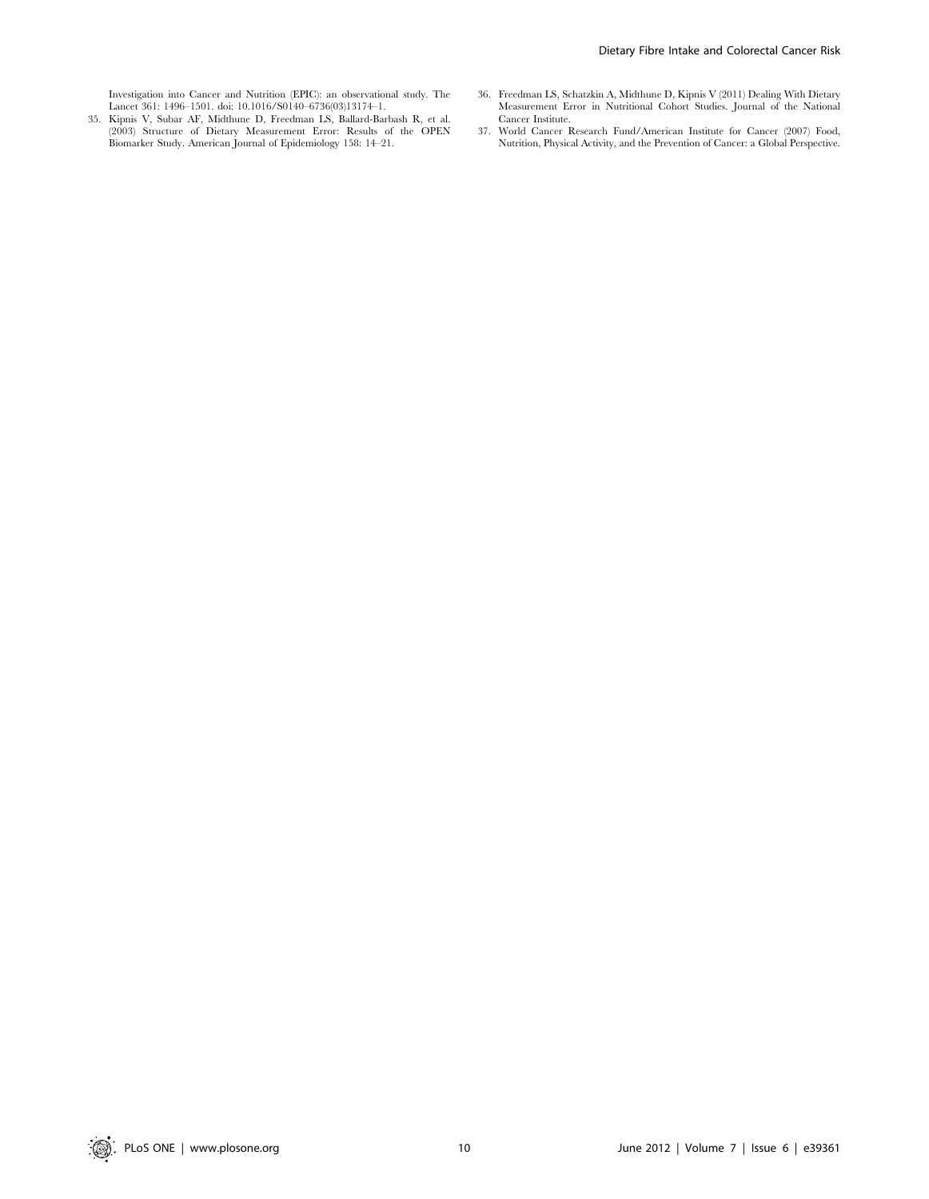Investigation into Cancer and Nutrition (EPIC): an observational study. The Lancet 361: 1496–1501. doi: 10.1016/S0140–6736(03)13174–1.

35. Kipnis V, Subar AF, Midthune D, Freedman LS, Ballard-Barbash R, et al. (2003) Structure of Dietary Measurement Error: Results of the OPEN Biomarker Study. American Journal of Epidemiology 158: 14–21.
36. Freedman LS, Schatzkin A, Midthune D, Kipnis V (2011) Dealing With Dietary Measurement Error in Nutritional Cohort Studies. Journal of the National Cancer Institute.
37. World Cancer Research Fund/American Institute for Cancer (2007) Food, Nutrition, Physical Activity, and the Prevention of Cancer: a Global Perspective.